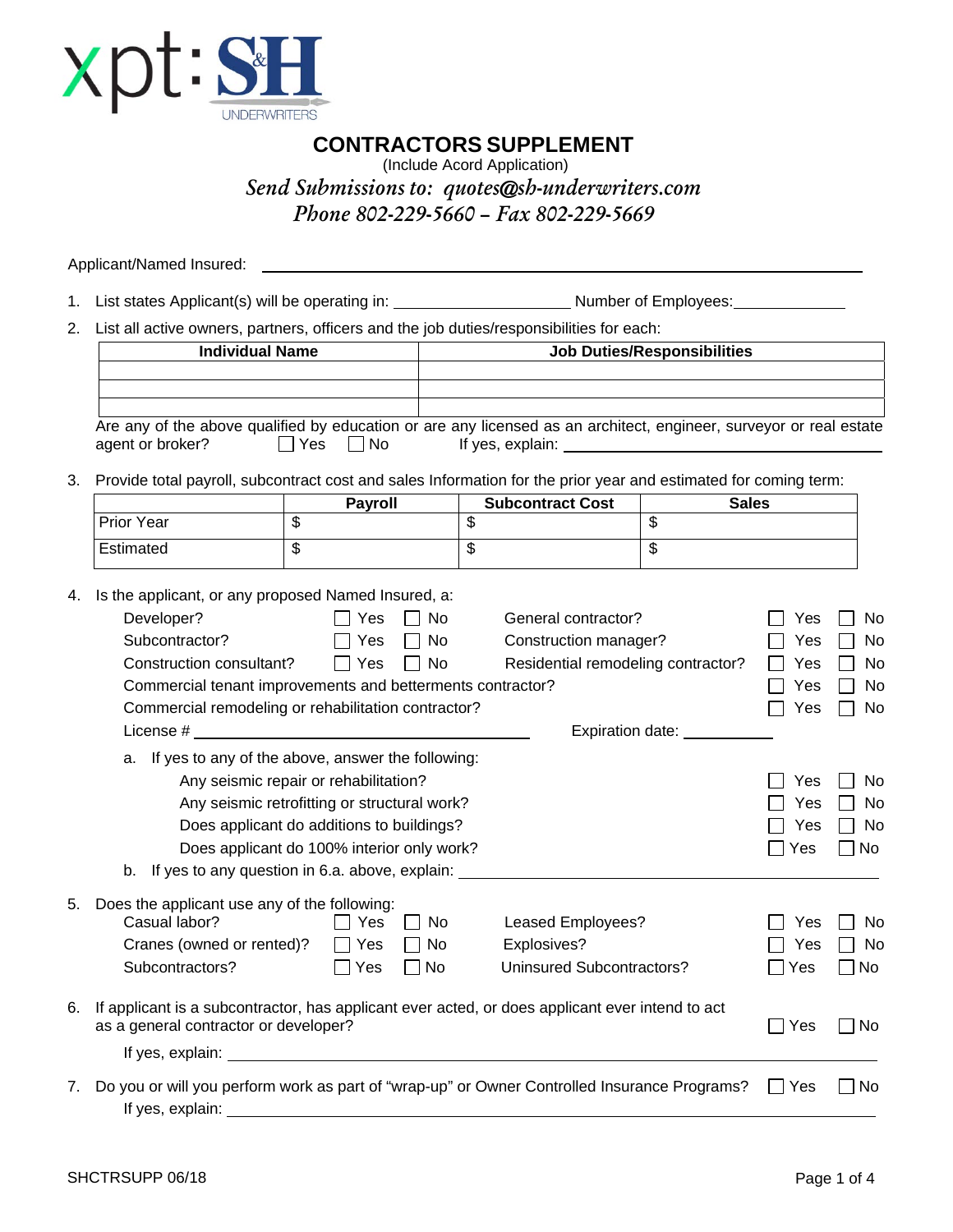# CONTRACTORS SUPPLEMENT

(Include Acord Application)

*Send Submissions to: quotes@sh-underwriters.com*

*Phone 802-229-5660 – Fax 802-229-5669*

Applicant/Named Insured: ______________________________

1. List states Applicant(s) will be operating in: ____________ Number of Employees: ____________

2. List all active owners, partners, officers and the job duties/responsibilities for each:

| Individual Name | Job Duties/Responsibilities |
|---|---|
| | |
| | |
| | |

Are any of the above qualified by education or are any licensed as an architect, engineer, surveyor or real estate agent or broker? ☐ Yes ☐ No If yes, explain: ____________

3. Provide total payroll, subcontract cost and sales Information for the prior year and estimated for coming term:

| | Payroll | Subcontract Cost | Sales |
|---|---|---|---|
| Prior Year | $ | $ | $ |
| Estimated | $ | $ | $ |

4. Is the applicant, or any proposed Named Insured, a:

Developer? ☐ Yes ☐ No
General contractor? ☐ Yes ☐ No
Subcontractor? ☐ Yes ☐ No
Construction manager? ☐ Yes ☐ No
Construction consultant? ☐ Yes ☐ No
Residential remodeling contractor? ☐ Yes ☐ No
Commercial tenant improvements and betterments contractor? ☐ Yes ☐ No
Commercial remodeling or rehabilitation contractor? ☐ Yes ☐ No
License # ____________ Expiration date: ____________

a. If yes to any of the above, answer the following:
   - Any seismic repair or rehabilitation? ☐ Yes ☐ No
   - Any seismic retrofitting or structural work? ☐ Yes ☐ No
   - Does applicant do additions to buildings? ☐ Yes ☐ No
   - Does applicant do 100% interior only work? ☐ Yes ☐ No

b. If yes to any question in 6.a. above, explain: ____________

5. Does the applicant use any of the following:

Casual labor? ☐ Yes ☐ No
Leased Employees? ☐ Yes ☐ No
Cranes (owned or rented)? ☐ Yes ☐ No
Explosives? ☐ Yes ☐ No
Subcontractors? ☐ Yes ☐ No
Uninsured Subcontractors? ☐ Yes ☐ No

6. If applicant is a subcontractor, has applicant ever acted, or does applicant ever intend to act as a general contractor or developer? ☐ Yes ☐ No

If yes, explain: ____________

7. Do you or will you perform work as part of "wrap-up" or Owner Controlled Insurance Programs? ☐ Yes ☐ No

If yes, explain: ____________

SHCTRSUPP 06/18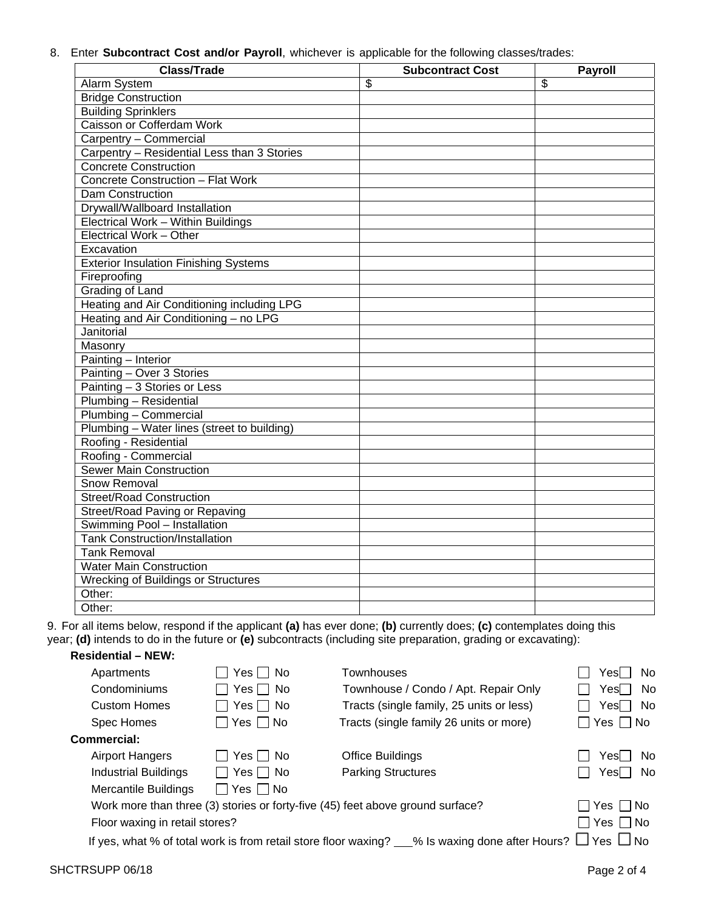8. Enter **Subcontract Cost and/or Payroll**, whichever is applicable for the following classes/trades:

| Class/Trade | Subcontract Cost | Payroll |
|---|---|---|
| Alarm System | $ | $ |
| Bridge Construction | | |
| Building Sprinklers | | |
| Caisson or Cofferdam Work | | |
| Carpentry – Commercial | | |
| Carpentry – Residential Less than 3 Stories | | |
| Concrete Construction | | |
| Concrete Construction – Flat Work | | |
| Dam Construction | | |
| Drywall/Wallboard Installation | | |
| Electrical Work – Within Buildings | | |
| Electrical Work – Other | | |
| Excavation | | |
| Exterior Insulation Finishing Systems | | |
| Fireproofing | | |
| Grading of Land | | |
| Heating and Air Conditioning including LPG | | |
| Heating and Air Conditioning – no LPG | | |
| Janitorial | | |
| Masonry | | |
| Painting – Interior | | |
| Painting – Over 3 Stories | | |
| Painting – 3 Stories or Less | | |
| Plumbing – Residential | | |
| Plumbing – Commercial | | |
| Plumbing – Water lines (street to building) | | |
| Roofing - Residential | | |
| Roofing - Commercial | | |
| Sewer Main Construction | | |
| Snow Removal | | |
| Street/Road Construction | | |
| Street/Road Paving or Repaving | | |
| Swimming Pool – Installation | | |
| Tank Construction/Installation | | |
| Tank Removal | | |
| Water Main Construction | | |
| Wrecking of Buildings or Structures | | |
| Other: | | |
| Other: | | |

9. For all items below, respond if the applicant **(a)** has ever done; **(b)** currently does; **(c)** contemplates doing this year; **(d)** intends to do in the future or **(e)** subcontracts (including site preparation, grading or excavating):

**Residential – NEW:**

| | | | |
|---|---|---|---|
| Apartments | ☐ Yes ☐ No | Townhouses | ☐ Yes ☐ No |
| Condominiums | ☐ Yes ☐ No | Townhouse / Condo / Apt. Repair Only | ☐ Yes ☐ No |
| Custom Homes | ☐ Yes ☐ No | Tracts (single family, 25 units or less) | ☐ Yes ☐ No |
| Spec Homes | ☐ Yes ☐ No | Tracts (single family 26 units or more) | ☐ Yes ☐ No |

**Commercial:**

| | | | |
|---|---|---|---|
| Airport Hangers | ☐ Yes ☐ No | Office Buildings | ☐ Yes ☐ No |
| Industrial Buildings | ☐ Yes ☐ No | Parking Structures | ☐ Yes ☐ No |
| Mercantile Buildings | ☐ Yes ☐ No | | |

Work more than three (3) stories or forty-five (45) feet above ground surface? ☐ Yes ☐ No

Floor waxing in retail stores? ☐ Yes ☐ No

If yes, what % of total work is from retail store floor waxing? ___% Is waxing done after Hours? ☐ Yes ☐ No

SHCTRSUPP 06/18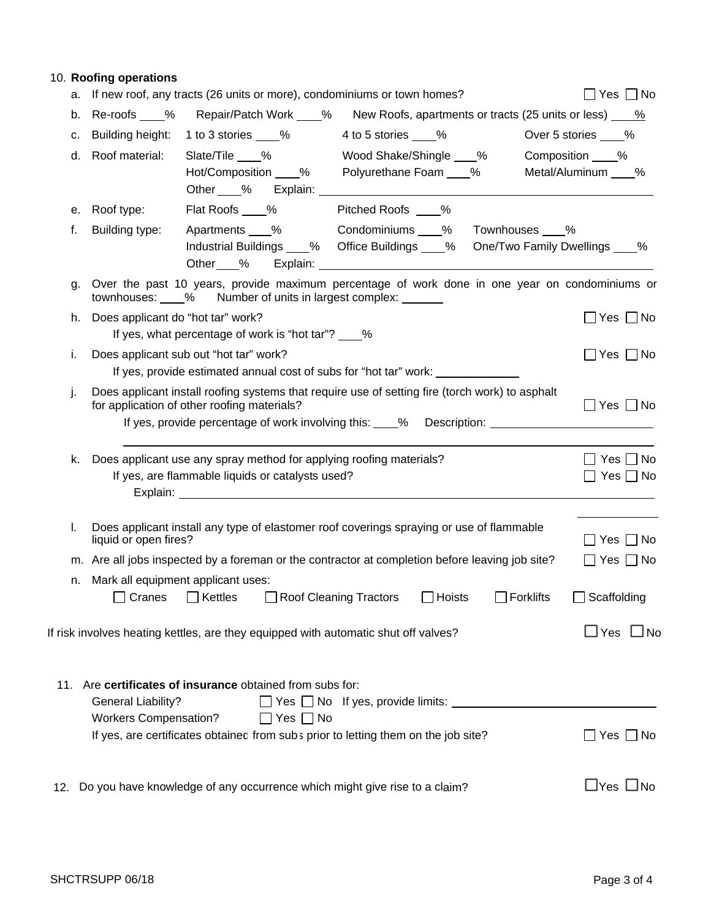10. **Roofing operations**

   a. If new roof, any tracts (26 units or more), condominiums or town homes? ☐ Yes ☐ No

   b. Re-roofs ____% Repair/Patch Work ____% New Roofs, apartments or tracts (25 units or less) ____%

   c. Building height: 1 to 3 stories ____% 4 to 5 stories ____% Over 5 stories ____%

   d. Roof material: Slate/Tile ____% Wood Shake/Shingle ____% Composition ____%
      Hot/Composition ____% Polyurethane Foam ____% Metal/Aluminum ____%
      Other ____% Explain: ______________________________

   e. Roof type: Flat Roofs ____% Pitched Roofs ____%

   f. Building type: Apartments ____% Condominiums ____% Townhouses ____%
      Industrial Buildings ____% Office Buildings ____% One/Two Family Dwellings ____%
      Other ____% Explain: ______________________________

   g. Over the past 10 years, provide maximum percentage of work done in one year on condominiums or townhouses: ____% Number of units in largest complex: ______

   h. Does applicant do "hot tar" work? ☐ Yes ☐ No
      If yes, what percentage of work is "hot tar"? ____%

   i. Does applicant sub out "hot tar" work? ☐ Yes ☐ No
      If yes, provide estimated annual cost of subs for "hot tar" work: ____________

   j. Does applicant install roofing systems that require use of setting fire (torch work) to asphalt for application of other roofing materials? ☐ Yes ☐ No
      If yes, provide percentage of work involving this: ____% Description: ______________________________

   k. Does applicant use any spray method for applying roofing materials? ☐ Yes ☐ No
      If yes, are flammable liquids or catalysts used? ☐ Yes ☐ No
      Explain: ______________________________

   l. Does applicant install any type of elastomer roof coverings spraying or use of flammable liquid or open fires? ☐ Yes ☐ No

   m. Are all jobs inspected by a foreman or the contractor at completion before leaving job site? ☐ Yes ☐ No

   n. Mark all equipment applicant uses:
      ☐ Cranes ☐ Kettles ☐ Roof Cleaning Tractors ☐ Hoists ☐ Forklifts ☐ Scaffolding

If risk involves heating kettles, are they equipped with automatic shut off valves? ☐ Yes ☐ No

11. Are **certificates of insurance** obtained from subs for:
    General Liability? ☐ Yes ☐ No If yes, provide limits: ______________________________
    Workers Compensation? ☐ Yes ☐ No
    If yes, are certificates obtained from subs prior to letting them on the job site? ☐ Yes ☐ No

12. Do you have knowledge of any occurrence which might give rise to a claim? ☐ Yes ☐ No

SHCTRSUPP 06/18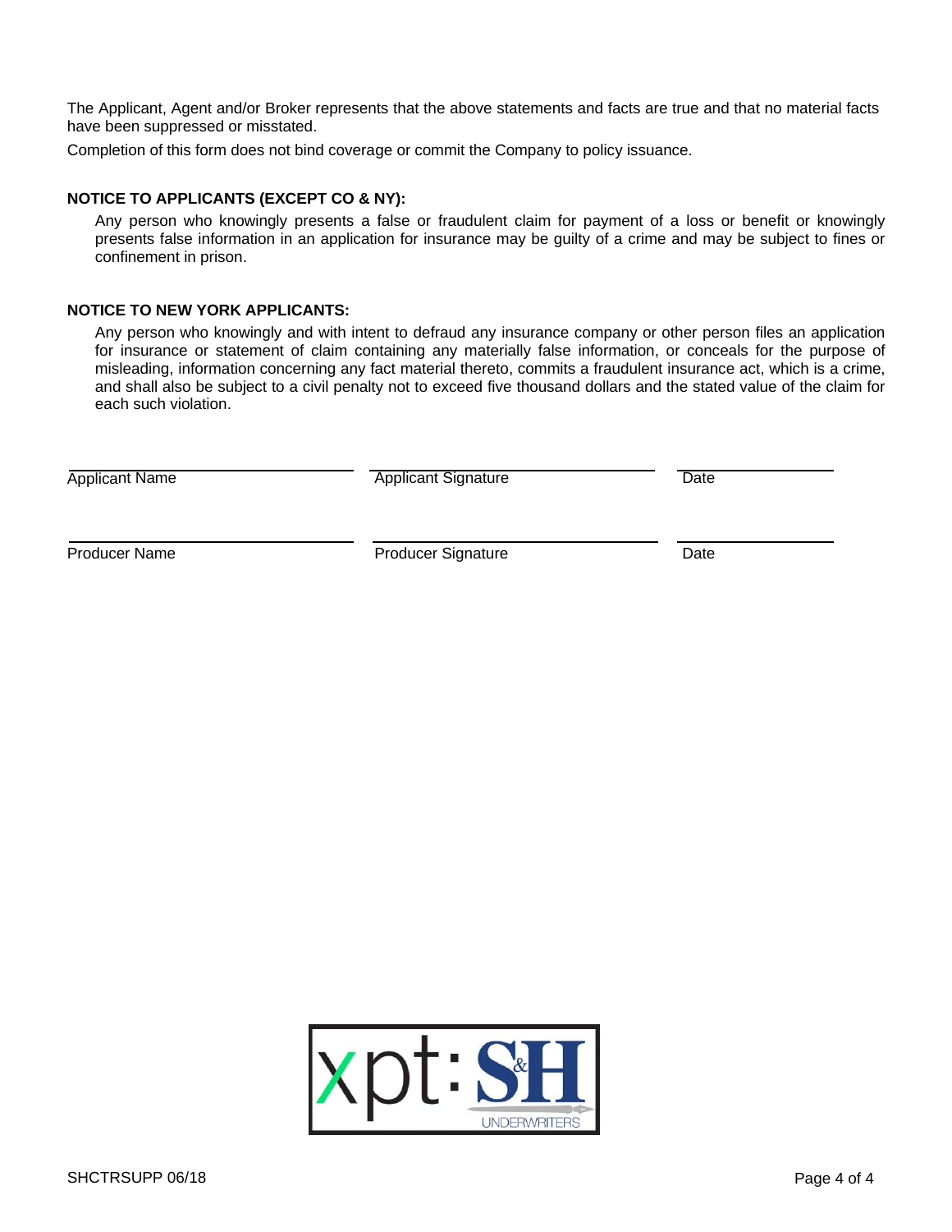The Applicant, Agent and/or Broker represents that the above statements and facts are true and that no material facts have been suppressed or misstated.

Completion of this form does not bind coverage or commit the Company to policy issuance.

**NOTICE TO APPLICANTS (EXCEPT CO & NY):**

Any person who knowingly presents a false or fraudulent claim for payment of a loss or benefit or knowingly presents false information in an application for insurance may be guilty of a crime and may be subject to fines or confinement in prison.

**NOTICE TO NEW YORK APPLICANTS:**

Any person who knowingly and with intent to defraud any insurance company or other person files an application for insurance or statement of claim containing any materially false information, or conceals for the purpose of misleading, information concerning any fact material thereto, commits a fraudulent insurance act, which is a crime, and shall also be subject to a civil penalty not to exceed five thousand dollars and the stated value of the claim for each such violation.

| | | |
|---|---|---|
| Applicant Name | Applicant Signature | Date |
| Producer Name | Producer Signature | Date |

xpt: S&H UNDERWRITERS

SHCTRSUPP 06/18